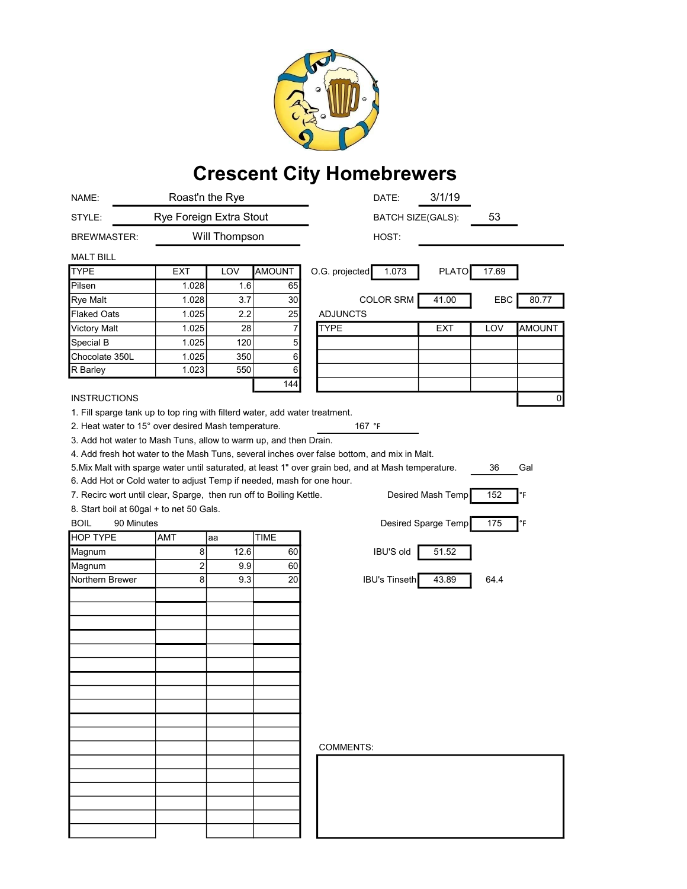# Crescent City Homebrewers

NAME: Roast'n the Rye

DATE: 3/1/19

STYLE: Rye Foreign Extra Stout

BATCH SIZE(GALS): 53

BREWMASTER: Will Thompson

HOST:

MALT BILL

| TYPE | EXT | LOV | AMOUNT |
|---|---|---|---|
| Pilsen | 1.028 | 1.6 | 65 |
| Rye Malt | 1.028 | 3.7 | 30 |
| Flaked Oats | 1.025 | 2.2 | 25 |
| Victory Malt | 1.025 | 28 | 7 |
| Special B | 1.025 | 120 | 5 |
| Chocolate 350L | 1.025 | 350 | 6 |
| R Barley | 1.023 | 550 | 6 |
| | | | 144 |

O.G. projected: 1.073 PLATO: 17.69

COLOR SRM: 41.00 EBC: 80.77

ADJUNCTS

| TYPE | EXT | LOV | AMOUNT |
|---|---|---|---|
| | | | |
| | | | |
| | | | |
| | | | |
| | | | 0 |

INSTRUCTIONS

1. Fill sparge tank up to top ring with filterd water, add water treatment.
2. Heat water to 15° over desired Mash temperature. 167 °F
3. Add hot water to Mash Tuns, allow to warm up, and then Drain.
4. Add fresh hot water to the Mash Tuns, several inches over false bottom, and mix in Malt.
5. Mix Malt with sparge water until saturated, at least 1" over grain bed, and at Mash temperature. 36 Gal
6. Add Hot or Cold water to adjust Temp if needed, mash for one hour.
7. Recirc wort until clear, Sparge, then run off to Boiling Kettle.
8. Start boil at 60gal + to net 50 Gals.

Desired Mash Temp: 152 °F

Desired Sparge Temp: 175 °F

BOIL 90 Minutes

| HOP TYPE | AMT | aa | TIME |
|---|---|---|---|
| Magnum | 8 | 12.6 | 60 |
| Magnum | 2 | 9.9 | 60 |
| Northern Brewer | 8 | 9.3 | 20 |

IBU'S old: 51.52

IBU's Tinseth: 43.89 64.4

COMMENTS: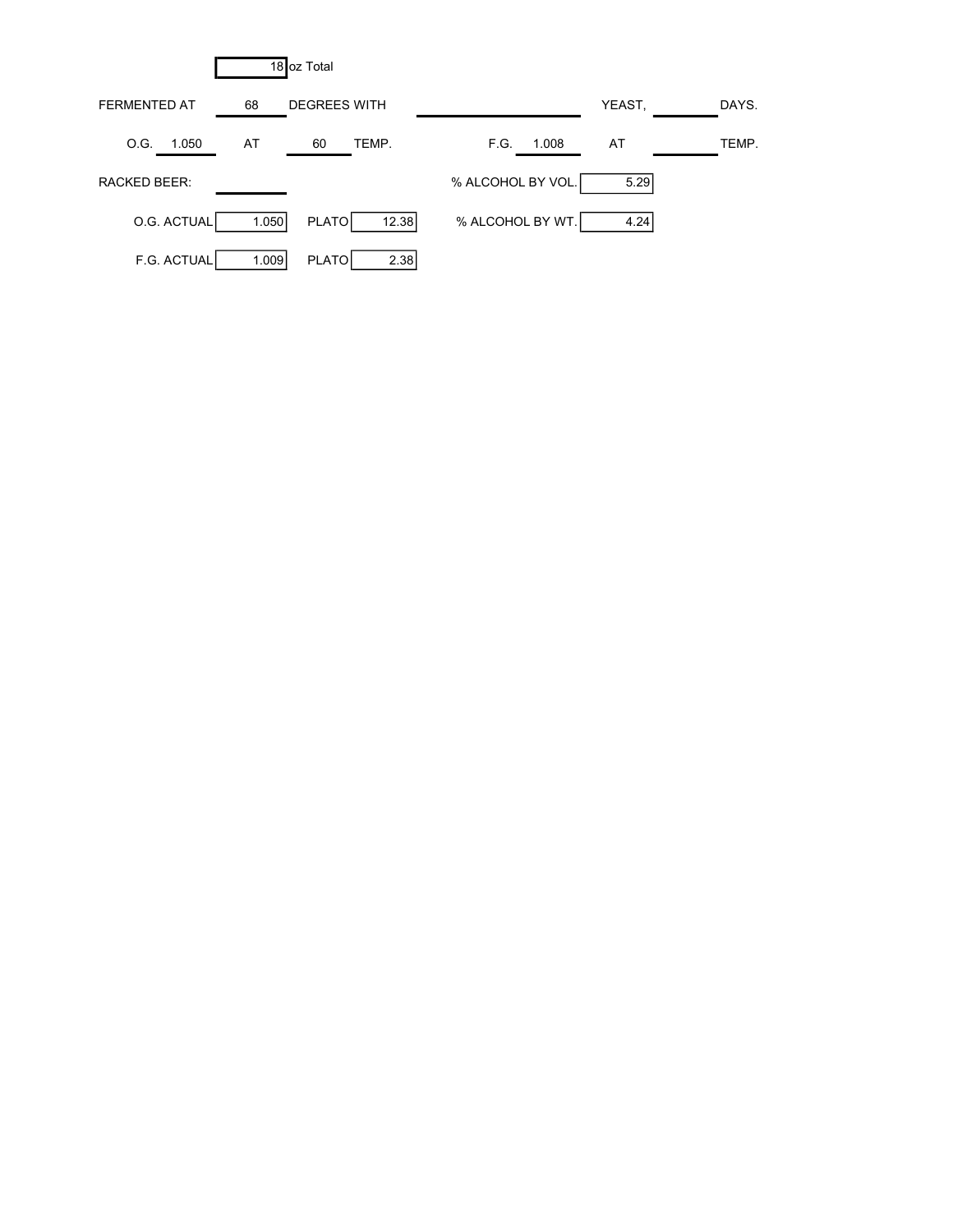18 oz Total

FERMENTED AT 68 DEGREES WITH ____________ YEAST, ______ DAYS.

O.G. 1.050 AT 60 TEMP. F.G. 1.008 AT ______ TEMP.

RACKED BEER: ______

| | | | | | |
|---|---|---|---|---|---|
| O.G. ACTUAL | 1.050 | PLATO | 12.38 | % ALCOHOL BY VOL. | 5.29 |
| F.G. ACTUAL | 1.009 | PLATO | 2.38 | % ALCOHOL BY WT. | 4.24 |